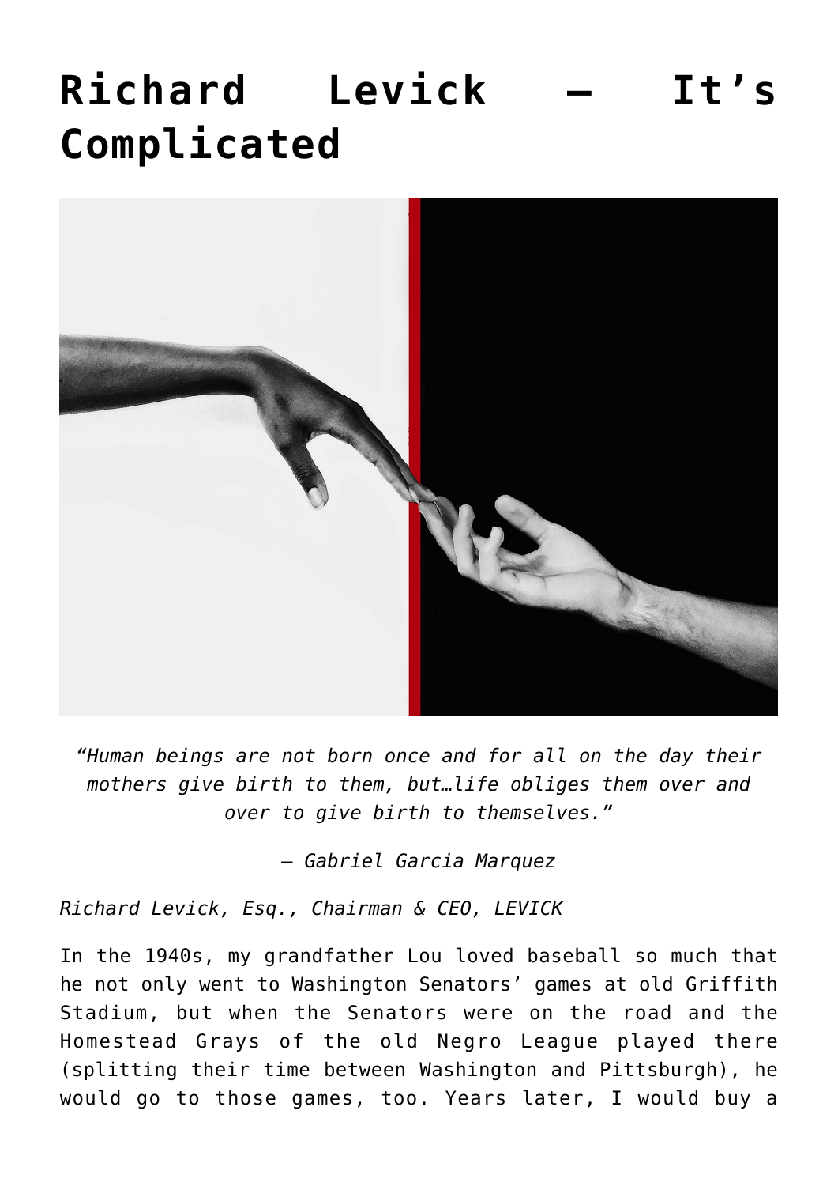# Richard Levick – It's Complicated

*"Human beings are not born once and for all on the day their mothers give birth to them, but…life obliges them over and over to give birth to themselves."*

*– Gabriel Garcia Marquez*

*Richard Levick, Esq., Chairman & CEO, LEVICK*

In the 1940s, my grandfather Lou loved baseball so much that he not only went to Washington Senators' games at old Griffith Stadium, but when the Senators were on the road and the Homestead Grays of the old Negro League played there (splitting their time between Washington and Pittsburgh), he would go to those games, too. Years later, I would buy a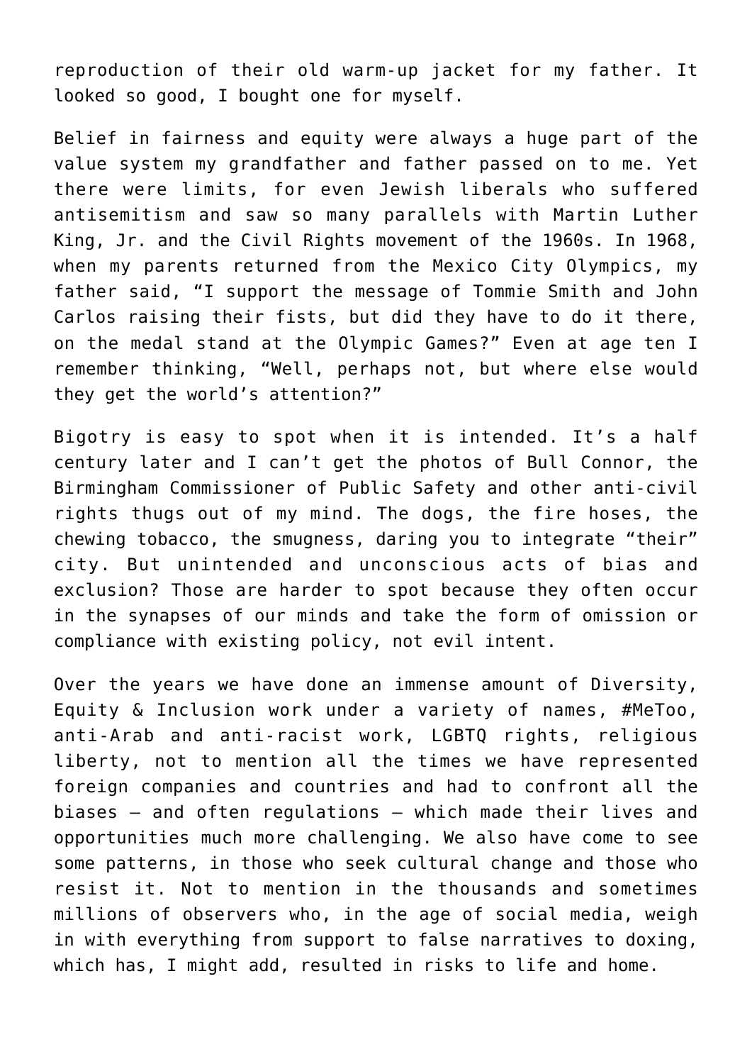reproduction of their old warm-up jacket for my father. It looked so good, I bought one for myself.

Belief in fairness and equity were always a huge part of the value system my grandfather and father passed on to me. Yet there were limits, for even Jewish liberals who suffered antisemitism and saw so many parallels with Martin Luther King, Jr. and the Civil Rights movement of the 1960s. In 1968, when my parents returned from the Mexico City Olympics, my father said, "I support the message of Tommie Smith and John Carlos raising their fists, but did they have to do it there, on the medal stand at the Olympic Games?" Even at age ten I remember thinking, "Well, perhaps not, but where else would they get the world's attention?"

Bigotry is easy to spot when it is intended. It's a half century later and I can't get the photos of Bull Connor, the Birmingham Commissioner of Public Safety and other anti-civil rights thugs out of my mind. The dogs, the fire hoses, the chewing tobacco, the smugness, daring you to integrate "their" city. But unintended and unconscious acts of bias and exclusion? Those are harder to spot because they often occur in the synapses of our minds and take the form of omission or compliance with existing policy, not evil intent.

Over the years we have done an immense amount of Diversity, Equity & Inclusion work under a variety of names, #MeToo, anti-Arab and anti-racist work, LGBTQ rights, religious liberty, not to mention all the times we have represented foreign companies and countries and had to confront all the biases – and often regulations – which made their lives and opportunities much more challenging. We also have come to see some patterns, in those who seek cultural change and those who resist it. Not to mention in the thousands and sometimes millions of observers who, in the age of social media, weigh in with everything from support to false narratives to doxing, which has, I might add, resulted in risks to life and home.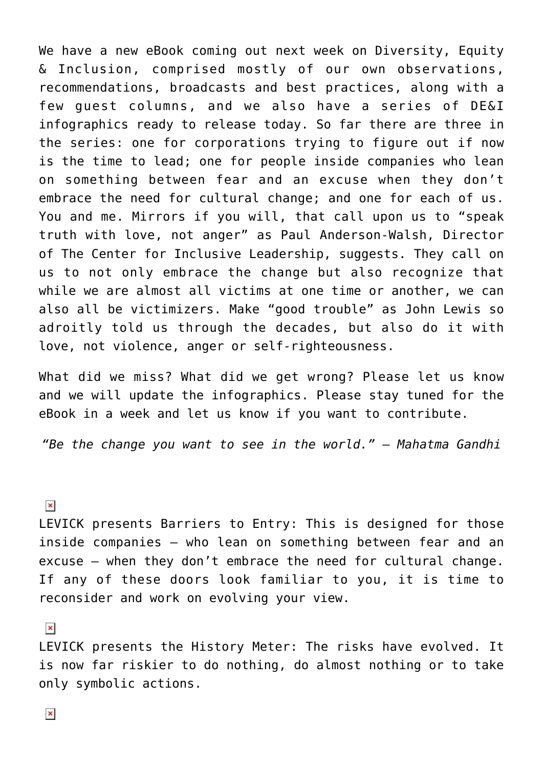We have a new eBook coming out next week on Diversity, Equity & Inclusion, comprised mostly of our own observations, recommendations, broadcasts and best practices, along with a few guest columns, and we also have a series of DE&I infographics ready to release today. So far there are three in the series: one for corporations trying to figure out if now is the time to lead; one for people inside companies who lean on something between fear and an excuse when they don't embrace the need for cultural change; and one for each of us. You and me. Mirrors if you will, that call upon us to "speak truth with love, not anger" as Paul Anderson-Walsh, Director of The Center for Inclusive Leadership, suggests. They call on us to not only embrace the change but also recognize that while we are almost all victims at one time or another, we can also all be victimizers. Make "good trouble" as John Lewis so adroitly told us through the decades, but also do it with love, not violence, anger or self-righteousness.

What did we miss? What did we get wrong? Please let us know and we will update the infographics. Please stay tuned for the eBook in a week and let us know if you want to contribute.

*"Be the change you want to see in the world." – Mahatma Gandhi*

LEVICK presents Barriers to Entry: This is designed for those inside companies – who lean on something between fear and an excuse – when they don't embrace the need for cultural change. If any of these doors look familiar to you, it is time to reconsider and work on evolving your view.

LEVICK presents the History Meter: The risks have evolved. It is now far riskier to do nothing, do almost nothing or to take only symbolic actions.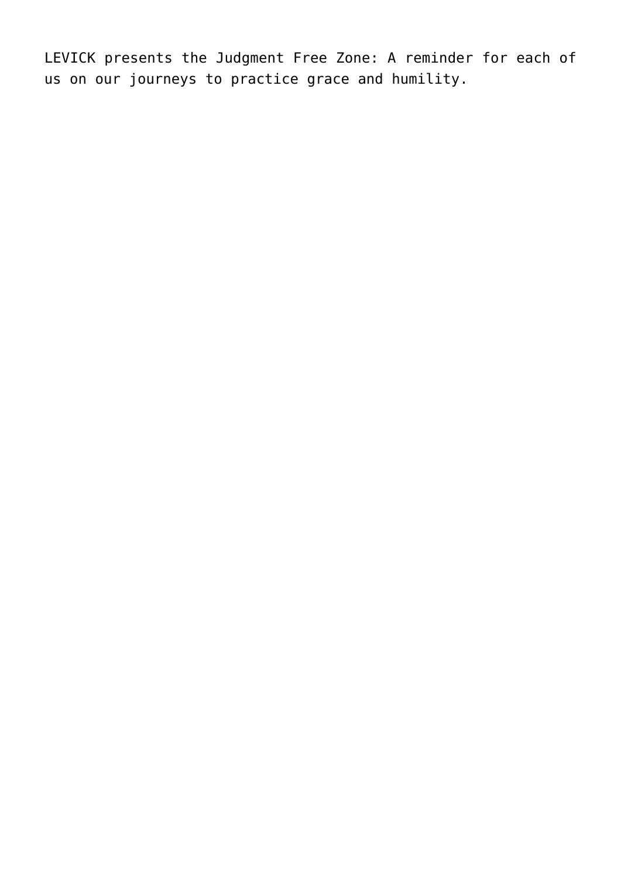LEVICK presents the Judgment Free Zone: A reminder for each of us on our journeys to practice grace and humility.